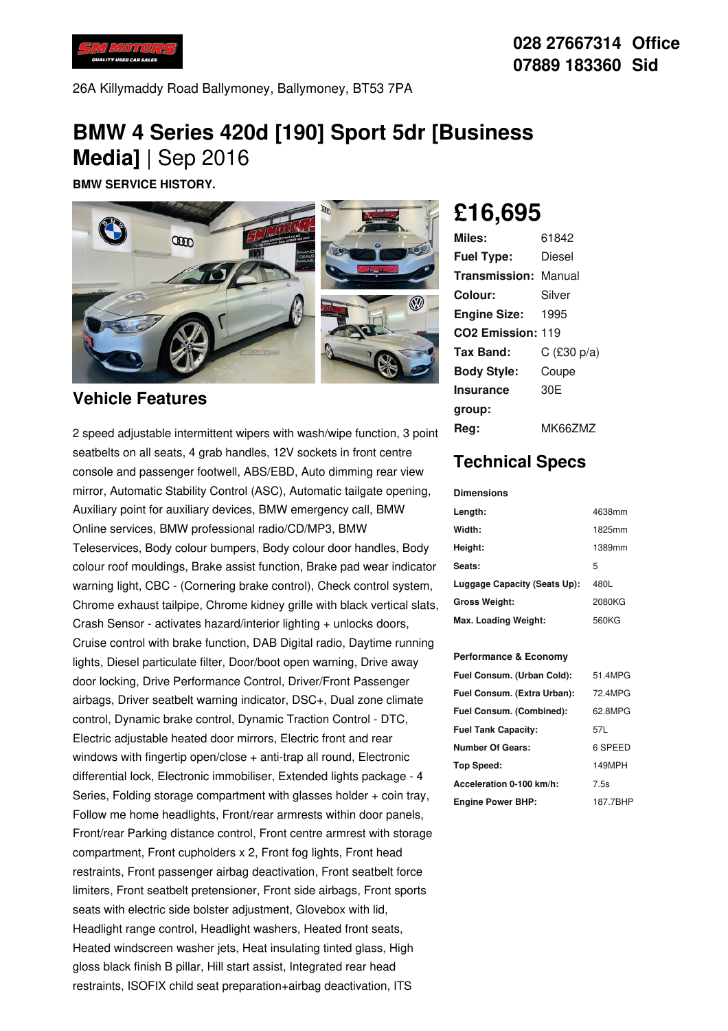028 27667314 Office
07889 183360 Sid

26A Killymaddy Road Ballymoney, Ballymoney, BT53 7PA

# BMW 4 Series 420d [190] Sport 5dr [Business Media] | Sep 2016

**BMW SERVICE HISTORY.**

## £16,695

| | |
|---|---|
| **Miles:** | 61842 |
| **Fuel Type:** | Diesel |
| **Transmission:** | Manual |
| **Colour:** | Silver |
| **Engine Size:** | 1995 |
| **CO2 Emission:** | 119 |
| **Tax Band:** | C (£30 p/a) |
| **Body Style:** | Coupe |
| **Insurance group:** | 30E |
| **Reg:** | MK66ZMZ |

## Vehicle Features

2 speed adjustable intermittent wipers with wash/wipe function, 3 point seatbelts on all seats, 4 grab handles, 12V sockets in front centre console and passenger footwell, ABS/EBD, Auto dimming rear view mirror, Automatic Stability Control (ASC), Automatic tailgate opening, Auxiliary point for auxiliary devices, BMW emergency call, BMW Online services, BMW professional radio/CD/MP3, BMW Teleservices, Body colour bumpers, Body colour door handles, Body colour roof mouldings, Brake assist function, Brake pad wear indicator warning light, CBC - (Cornering brake control), Check control system, Chrome exhaust tailpipe, Chrome kidney grille with black vertical slats, Crash Sensor - activates hazard/interior lighting + unlocks doors, Cruise control with brake function, DAB Digital radio, Daytime running lights, Diesel particulate filter, Door/boot open warning, Drive away door locking, Drive Performance Control, Driver/Front Passenger airbags, Driver seatbelt warning indicator, DSC+, Dual zone climate control, Dynamic brake control, Dynamic Traction Control - DTC, Electric adjustable heated door mirrors, Electric front and rear windows with fingertip open/close + anti-trap all round, Electronic differential lock, Electronic immobiliser, Extended lights package - 4 Series, Folding storage compartment with glasses holder + coin tray, Follow me home headlights, Front/rear armrests within door panels, Front/rear Parking distance control, Front centre armrest with storage compartment, Front cupholders x 2, Front fog lights, Front head restraints, Front passenger airbag deactivation, Front seatbelt force limiters, Front seatbelt pretensioner, Front side airbags, Front sports seats with electric side bolster adjustment, Glovebox with lid, Headlight range control, Headlight washers, Heated front seats, Heated windscreen washer jets, Heat insulating tinted glass, High gloss black finish B pillar, Hill start assist, Integrated rear head restraints, ISOFIX child seat preparation+airbag deactivation, ITS

## Technical Specs

| **Dimensions** | |
|---|---|
| **Length:** | 4638mm |
| **Width:** | 1825mm |
| **Height:** | 1389mm |
| **Seats:** | 5 |
| **Luggage Capacity (Seats Up):** | 480L |
| **Gross Weight:** | 2080KG |
| **Max. Loading Weight:** | 560KG |

| **Performance & Economy** | |
|---|---|
| **Fuel Consum. (Urban Cold):** | 51.4MPG |
| **Fuel Consum. (Extra Urban):** | 72.4MPG |
| **Fuel Consum. (Combined):** | 62.8MPG |
| **Fuel Tank Capacity:** | 57L |
| **Number Of Gears:** | 6 SPEED |
| **Top Speed:** | 149MPH |
| **Acceleration 0-100 km/h:** | 7.5s |
| **Engine Power BHP:** | 187.7BHP |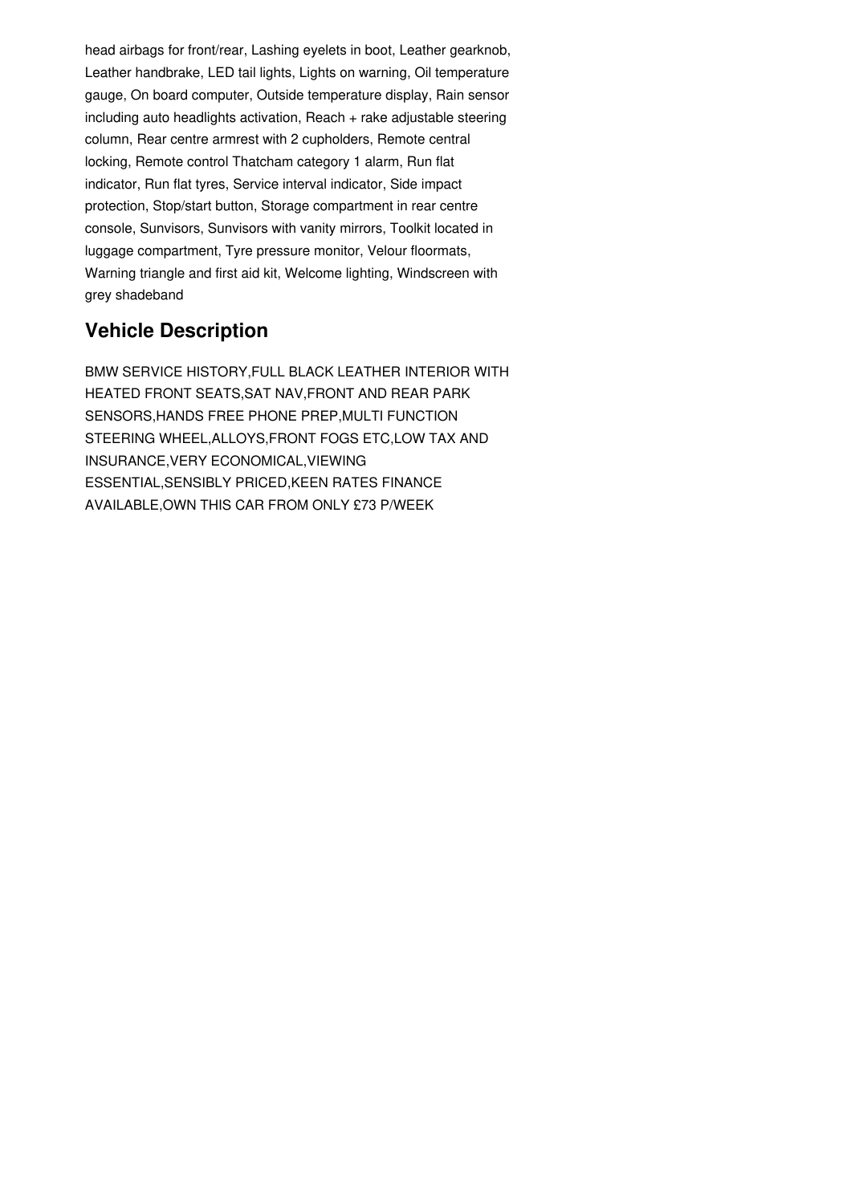head airbags for front/rear, Lashing eyelets in boot, Leather gearknob, Leather handbrake, LED tail lights, Lights on warning, Oil temperature gauge, On board computer, Outside temperature display, Rain sensor including auto headlights activation, Reach + rake adjustable steering column, Rear centre armrest with 2 cupholders, Remote central locking, Remote control Thatcham category 1 alarm, Run flat indicator, Run flat tyres, Service interval indicator, Side impact protection, Stop/start button, Storage compartment in rear centre console, Sunvisors, Sunvisors with vanity mirrors, Toolkit located in luggage compartment, Tyre pressure monitor, Velour floormats, Warning triangle and first aid kit, Welcome lighting, Windscreen with grey shadeband

## Vehicle Description

BMW SERVICE HISTORY,FULL BLACK LEATHER INTERIOR WITH HEATED FRONT SEATS,SAT NAV,FRONT AND REAR PARK SENSORS,HANDS FREE PHONE PREP,MULTI FUNCTION STEERING WHEEL,ALLOYS,FRONT FOGS ETC,LOW TAX AND INSURANCE,VERY ECONOMICAL,VIEWING ESSENTIAL,SENSIBLY PRICED,KEEN RATES FINANCE AVAILABLE,OWN THIS CAR FROM ONLY £73 P/WEEK